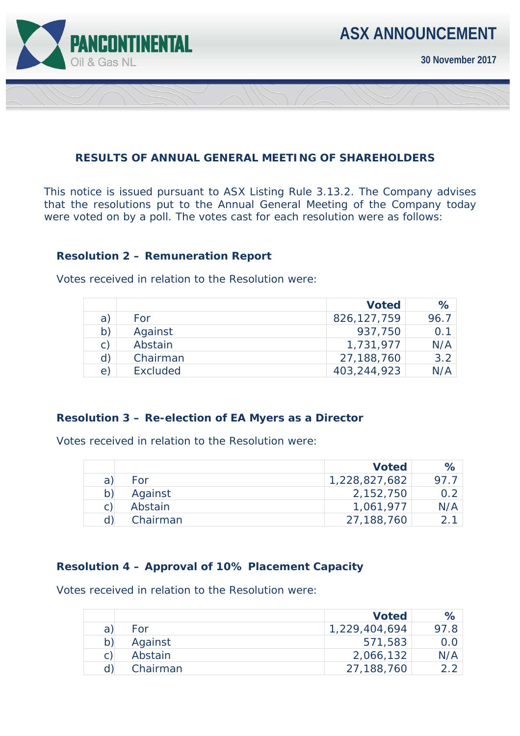PANCONTINENTAL Oil & Gas NL

# ASX ANNOUNCEMENT

**30 November 2017**

## RESULTS OF ANNUAL GENERAL MEETING OF SHAREHOLDERS

This notice is issued pursuant to ASX Listing Rule 3.13.2. The Company advises that the resolutions put to the Annual General Meeting of the Company today were voted on by a poll. The votes cast for each resolution were as follows:

### Resolution 2 – Remuneration Report

Votes received in relation to the Resolution were:

| | | **Voted** | **%** |
|---|---|---|---|
| a) | For | 826,127,759 | 96.7 |
| b) | Against | 937,750 | 0.1 |
| c) | Abstain | 1,731,977 | N/A |
| d) | Chairman | 27,188,760 | 3.2 |
| e) | Excluded | 403,244,923 | N/A |

### Resolution 3 – Re-election of EA Myers as a Director

Votes received in relation to the Resolution were:

| | | **Voted** | **%** |
|---|---|---|---|
| a) | For | 1,228,827,682 | 97.7 |
| b) | Against | 2,152,750 | 0.2 |
| c) | Abstain | 1,061,977 | N/A |
| d) | Chairman | 27,188,760 | 2.1 |

### Resolution 4 – Approval of 10% Placement Capacity

Votes received in relation to the Resolution were:

| | | **Voted** | **%** |
|---|---|---|---|
| a) | For | 1,229,404,694 | 97.8 |
| b) | Against | 571,583 | 0.0 |
| c) | Abstain | 2,066,132 | N/A |
| d) | Chairman | 27,188,760 | 2.2 |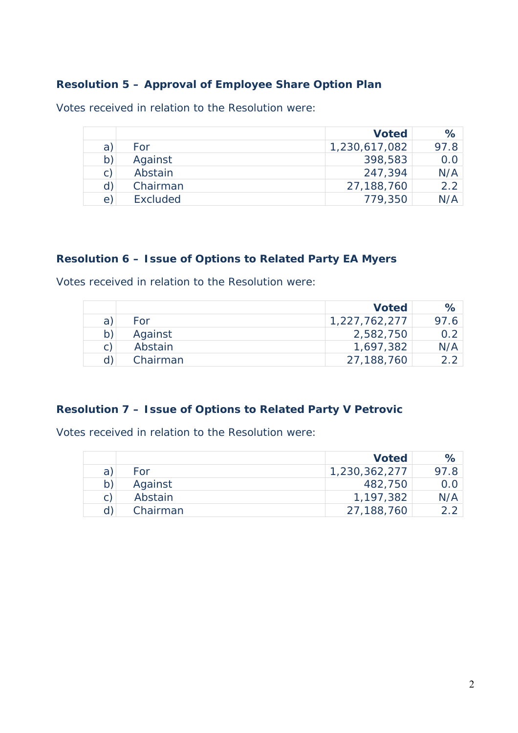### Resolution 5 – Approval of Employee Share Option Plan

Votes received in relation to the Resolution were:

| | | Voted | % |
|---|---|---|---|
| a) | For | 1,230,617,082 | 97.8 |
| b) | Against | 398,583 | 0.0 |
| c) | Abstain | 247,394 | N/A |
| d) | Chairman | 27,188,760 | 2.2 |
| e) | Excluded | 779,350 | N/A |

### Resolution 6 – Issue of Options to Related Party EA Myers

Votes received in relation to the Resolution were:

| | | Voted | % |
|---|---|---|---|
| a) | For | 1,227,762,277 | 97.6 |
| b) | Against | 2,582,750 | 0.2 |
| c) | Abstain | 1,697,382 | N/A |
| d) | Chairman | 27,188,760 | 2.2 |

### Resolution 7 – Issue of Options to Related Party V Petrovic

Votes received in relation to the Resolution were:

| | | Voted | % |
|---|---|---|---|
| a) | For | 1,230,362,277 | 97.8 |
| b) | Against | 482,750 | 0.0 |
| c) | Abstain | 1,197,382 | N/A |
| d) | Chairman | 27,188,760 | 2.2 |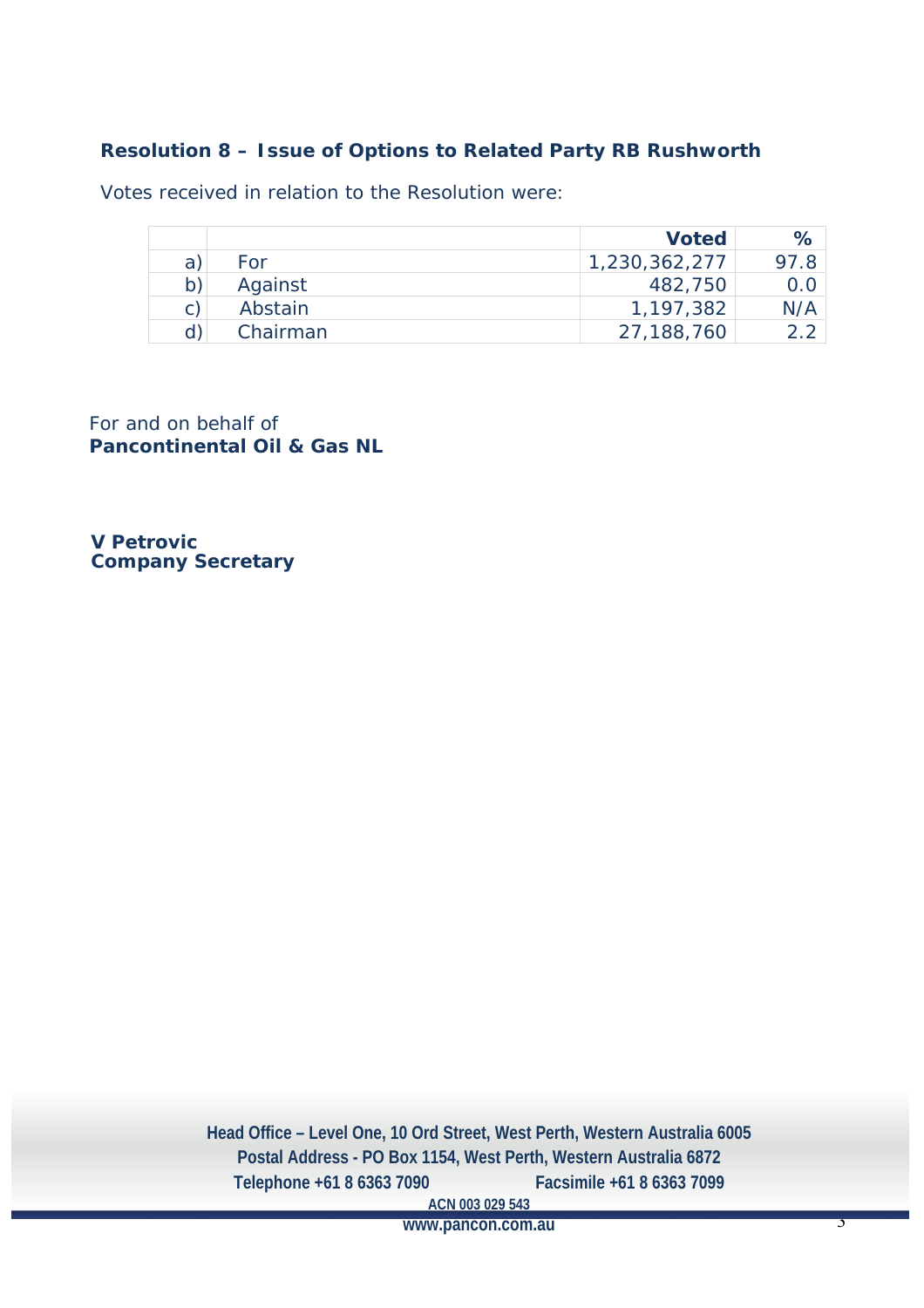### Resolution 8 – Issue of Options to Related Party RB Rushworth

Votes received in relation to the Resolution were:

| | | Voted | % |
|---|---|---|---|
| a) | For | 1,230,362,277 | 97.8 |
| b) | Against | 482,750 | 0.0 |
| c) | Abstain | 1,197,382 | N/A |
| d) | Chairman | 27,188,760 | 2.2 |

For and on behalf of
**Pancontinental Oil & Gas NL**

**V Petrovic**
**Company Secretary**

**Head Office – Level One, 10 Ord Street, West Perth, Western Australia 6005**
**Postal Address - PO Box 1154, West Perth, Western Australia 6872**
**Telephone +61 8 6363 7090 Facsimile +61 8 6363 7099**
**ACN 003 029 543**
**www.pancon.com.au**